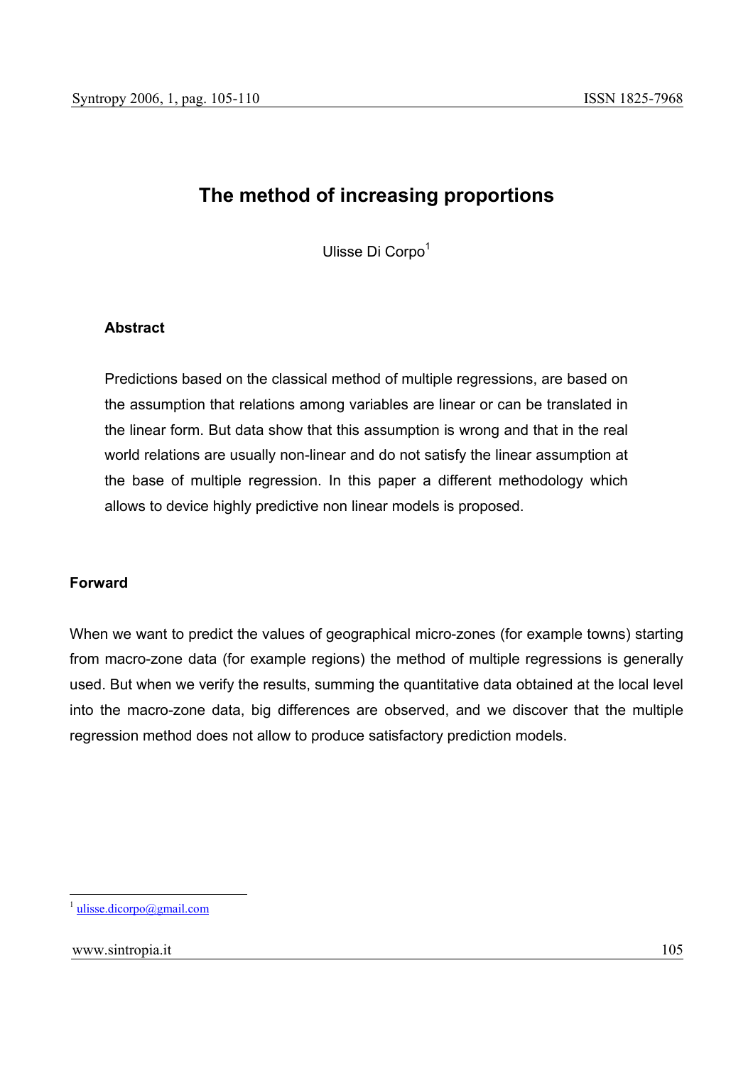# The method of increasing proportions

Ulisse Di Corpo[1]

### Abstract

Predictions based on the classical method of multiple regressions, are based on the assumption that relations among variables are linear or can be translated in the linear form. But data show that this assumption is wrong and that in the real world relations are usually non-linear and do not satisfy the linear assumption at the base of multiple regression. In this paper a different methodology which allows to device highly predictive non linear models is proposed.

## Forward

When we want to predict the values of geographical micro-zones (for example towns) starting from macro-zone data (for example regions) the method of multiple regressions is generally used. But when we verify the results, summing the quantitative data obtained at the local level into the macro-zone data, big differences are observed, and we discover that the multiple regression method does not allow to produce satisfactory prediction models.

---

[1] ulisse.dicorpo@gmail.com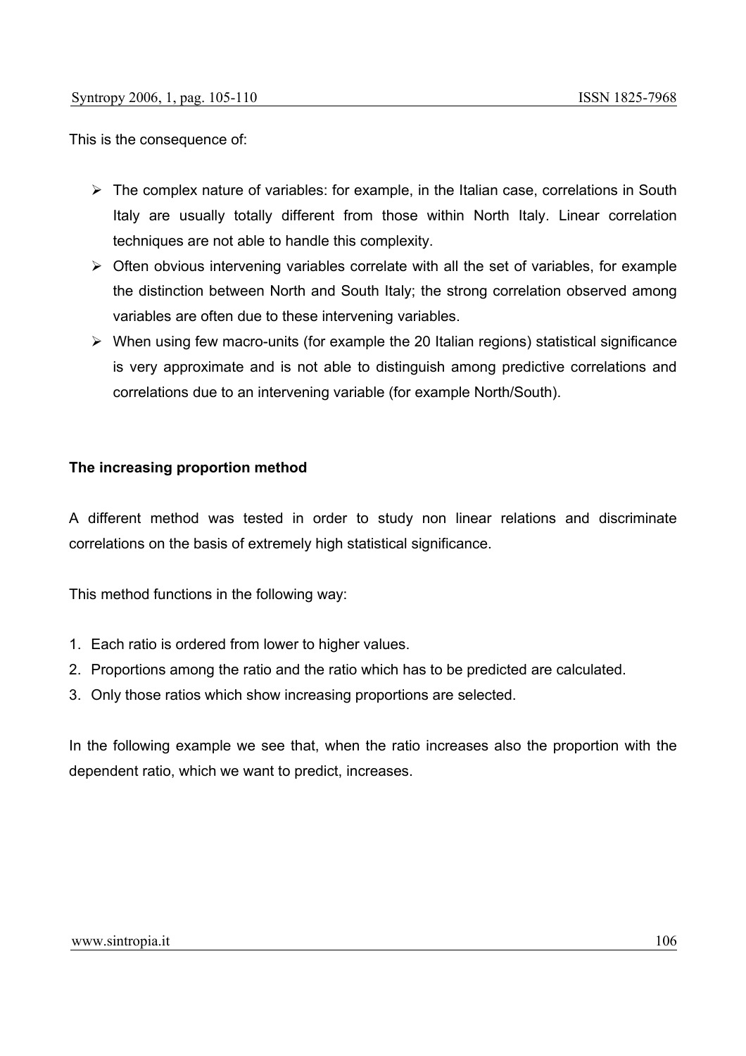This is the consequence of:

- The complex nature of variables: for example, in the Italian case, correlations in South Italy are usually totally different from those within North Italy. Linear correlation techniques are not able to handle this complexity.
- Often obvious intervening variables correlate with all the set of variables, for example the distinction between North and South Italy; the strong correlation observed among variables are often due to these intervening variables.
- When using few macro-units (for example the 20 Italian regions) statistical significance is very approximate and is not able to distinguish among predictive correlations and correlations due to an intervening variable (for example North/South).

**The increasing proportion method**

A different method was tested in order to study non linear relations and discriminate correlations on the basis of extremely high statistical significance.

This method functions in the following way:

1. Each ratio is ordered from lower to higher values.
2. Proportions among the ratio and the ratio which has to be predicted are calculated.
3. Only those ratios which show increasing proportions are selected.

In the following example we see that, when the ratio increases also the proportion with the dependent ratio, which we want to predict, increases.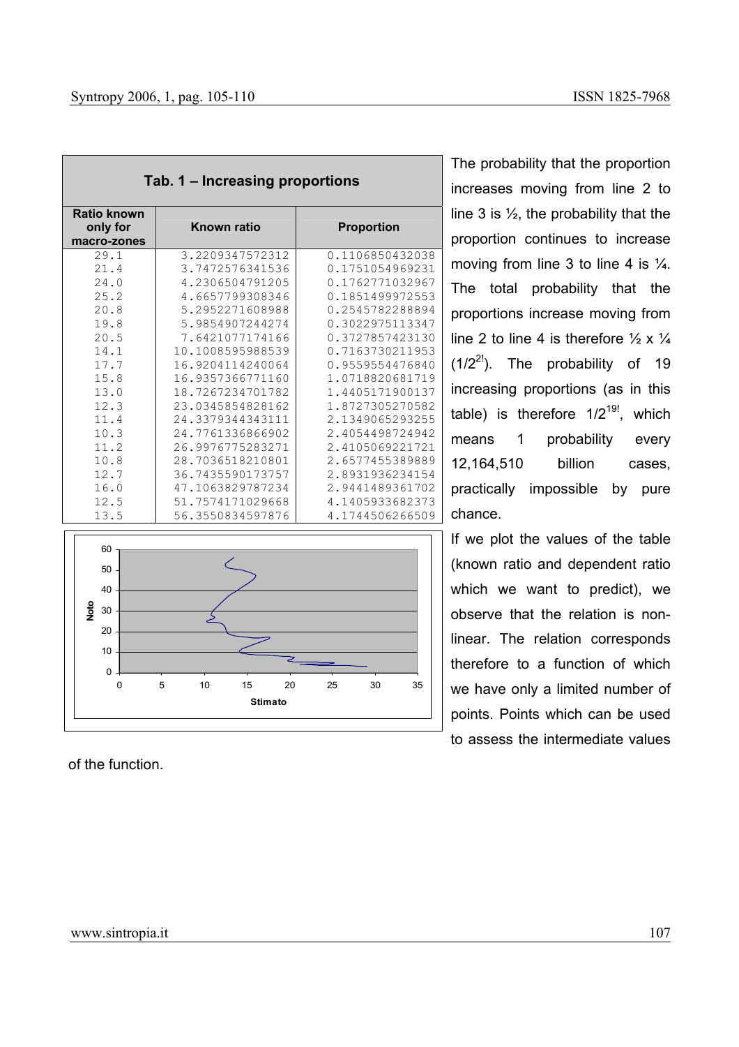**Tab. 1 – Increasing proportions**

| Ratio known only for macro-zones | Known ratio | Proportion |
|---|---|---|
| 29.1 | 3.2209347572312 | 0.1106850432038 |
| 21.4 | 3.7472576341536 | 0.1751054969231 |
| 24.0 | 4.2306504791205 | 0.1762771032967 |
| 25.2 | 4.6657799308346 | 0.1851499972553 |
| 20.8 | 5.2952271608988 | 0.2545782288894 |
| 19.8 | 5.9854907244274 | 0.3022975113347 |
| 20.5 | 7.6421077174166 | 0.3727857423130 |
| 14.1 | 10.1008595988539 | 0.7163730211953 |
| 17.7 | 16.9204114240064 | 0.9559554476840 |
| 15.8 | 16.9357366771160 | 1.0718820681719 |
| 13.0 | 18.7267234701782 | 1.4405171900137 |
| 12.3 | 23.0345854828162 | 1.8727305270582 |
| 11.4 | 24.3379344343111 | 2.1349065293255 |
| 10.3 | 24.7761336866902 | 2.4054498724942 |
| 11.2 | 26.9976775283271 | 2.4105069221721 |
| 10.8 | 28.7036518210801 | 2.6577455389889 |
| 12.7 | 36.7435590173757 | 2.8931936234154 |
| 16.0 | 47.1063829787234 | 2.9441489361702 |
| 12.5 | 51.7574171029668 | 4.1405933682373 |
| 13.5 | 56.3550834597876 | 4.1744506266509 |

The probability that the proportion increases moving from line 2 to line 3 is ½, the probability that the proportion continues to increase moving from line 3 to line 4 is ¼. The total probability that the proportions increase moving from line 2 to line 4 is therefore ½ x ¼ ($1/2^{2!}$). The probability of 19 increasing proportions (as in this table) is therefore $1/2^{19!}$, which means 1 probability every 12,164,510 billion cases, practically impossible by pure chance.

If we plot the values of the table (known ratio and dependent ratio which we want to predict), we observe that the relation is non-linear. The relation corresponds therefore to a function of which we have only a limited number of points. Points which can be used to assess the intermediate values of the function.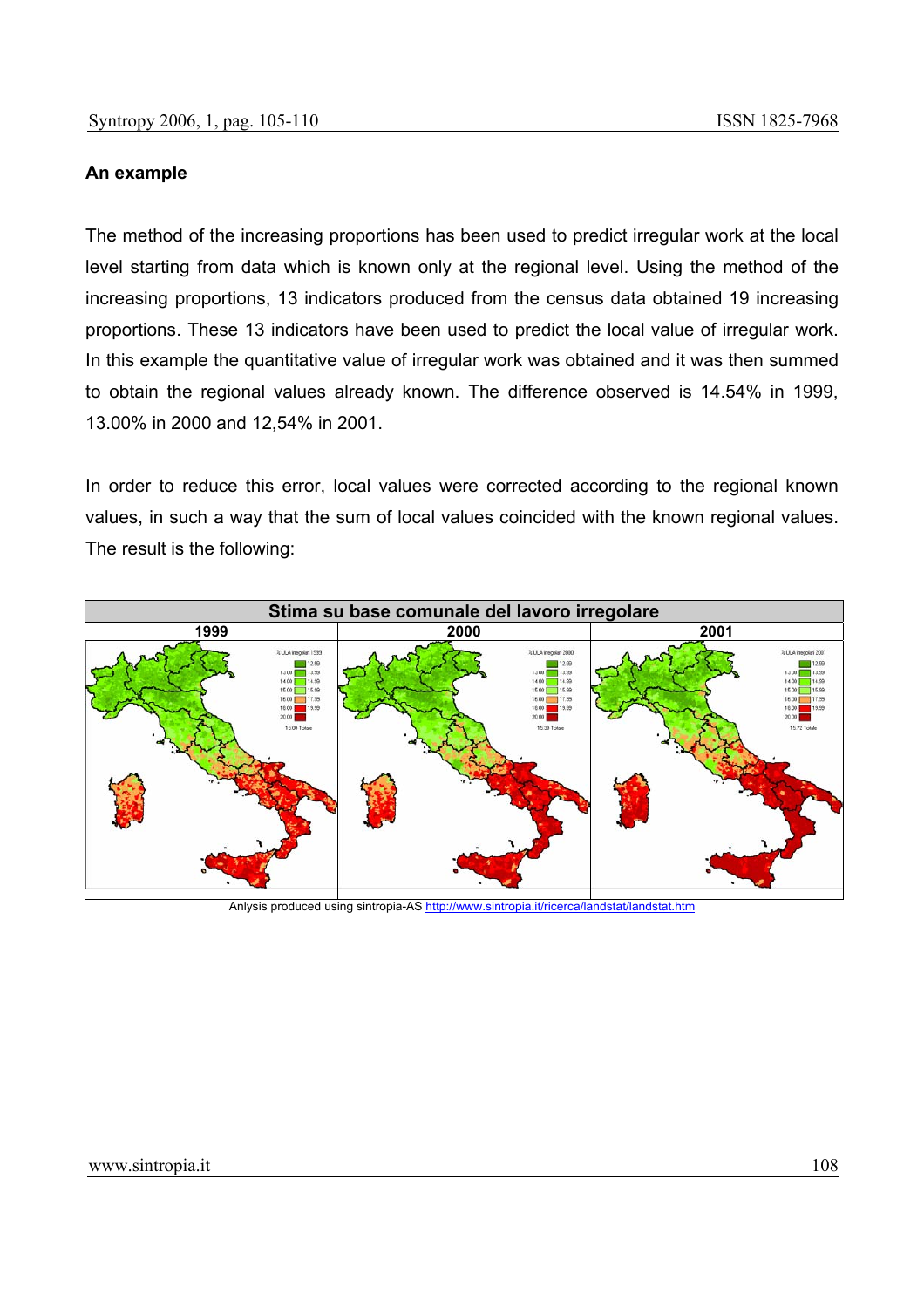**An example**

The method of the increasing proportions has been used to predict irregular work at the local level starting from data which is known only at the regional level. Using the method of the increasing proportions, 13 indicators produced from the census data obtained 19 increasing proportions. These 13 indicators have been used to predict the local value of irregular work. In this example the quantitative value of irregular work was obtained and it was then summed to obtain the regional values already known. The difference observed is 14.54% in 1999, 13.00% in 2000 and 12,54% in 2001.

In order to reduce this error, local values were corrected according to the regional known values, in such a way that the sum of local values coincided with the known regional values. The result is the following:

**Stima su base comunale del lavoro irregolare**

| 1999 | 2000 | 2001 |
|---|---|---|

Anlysis produced using sintropia-AS http://www.sintropia.it/ricerca/landstat/landstat.htm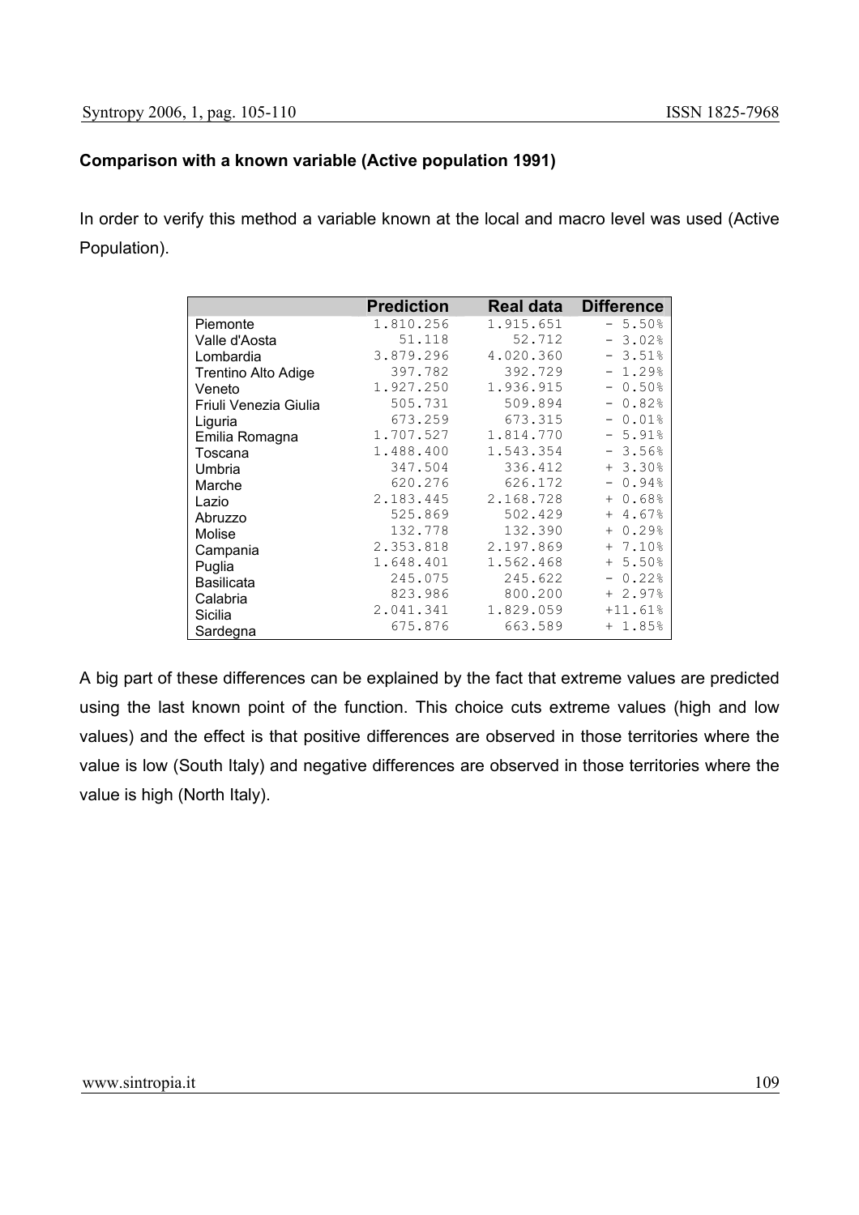**Comparison with a known variable (Active population 1991)**

In order to verify this method a variable known at the local and macro level was used (Active Population).

| | Prediction | Real data | Difference |
|---|---|---|---|
| Piemonte | 1.810.256 | 1.915.651 | - 5.50% |
| Valle d'Aosta | 51.118 | 52.712 | - 3.02% |
| Lombardia | 3.879.296 | 4.020.360 | - 3.51% |
| Trentino Alto Adige | 397.782 | 392.729 | - 1.29% |
| Veneto | 1.927.250 | 1.936.915 | - 0.50% |
| Friuli Venezia Giulia | 505.731 | 509.894 | - 0.82% |
| Liguria | 673.259 | 673.315 | - 0.01% |
| Emilia Romagna | 1.707.527 | 1.814.770 | - 5.91% |
| Toscana | 1.488.400 | 1.543.354 | - 3.56% |
| Umbria | 347.504 | 336.412 | + 3.30% |
| Marche | 620.276 | 626.172 | - 0.94% |
| Lazio | 2.183.445 | 2.168.728 | + 0.68% |
| Abruzzo | 525.869 | 502.429 | + 4.67% |
| Molise | 132.778 | 132.390 | + 0.29% |
| Campania | 2.353.818 | 2.197.869 | + 7.10% |
| Puglia | 1.648.401 | 1.562.468 | + 5.50% |
| Basilicata | 245.075 | 245.622 | - 0.22% |
| Calabria | 823.986 | 800.200 | + 2.97% |
| Sicilia | 2.041.341 | 1.829.059 | +11.61% |
| Sardegna | 675.876 | 663.589 | + 1.85% |

A big part of these differences can be explained by the fact that extreme values are predicted using the last known point of the function. This choice cuts extreme values (high and low values) and the effect is that positive differences are observed in those territories where the value is low (South Italy) and negative differences are observed in those territories where the value is high (North Italy).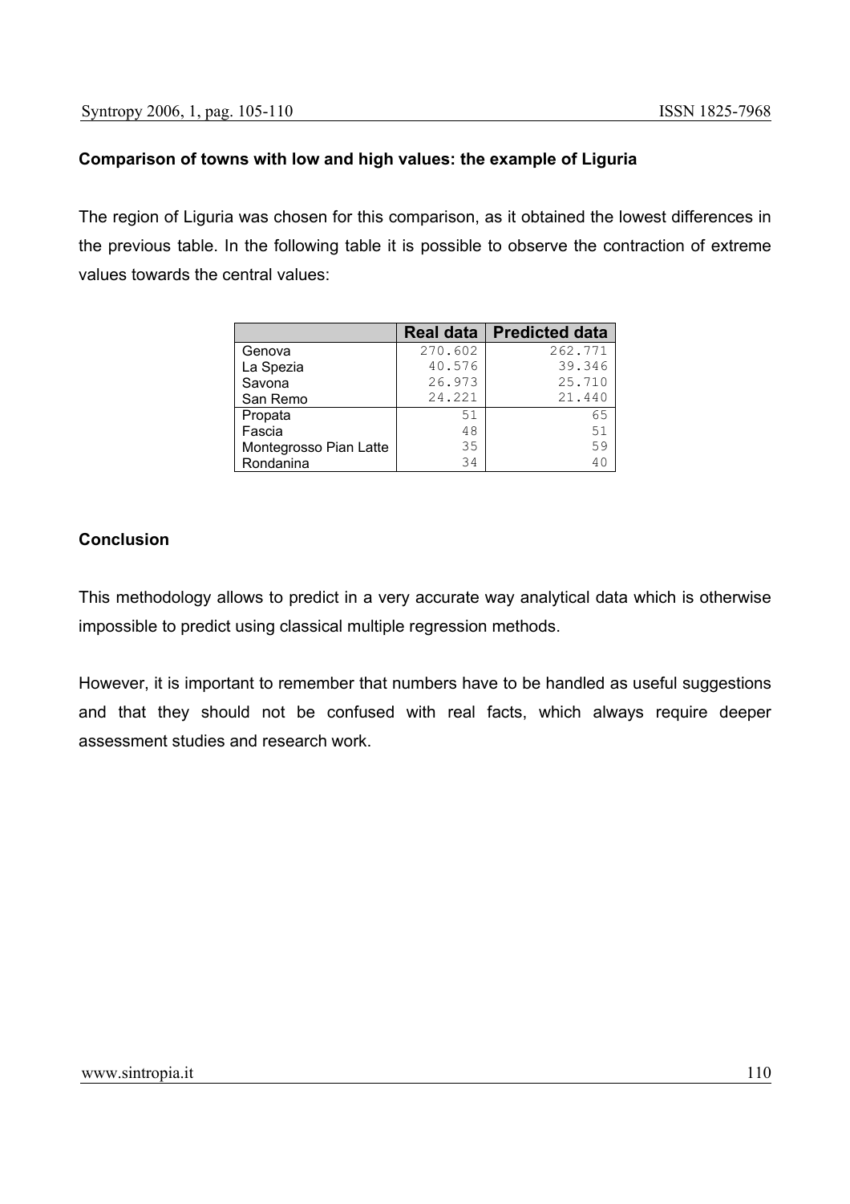**Comparison of towns with low and high values: the example of Liguria**

The region of Liguria was chosen for this comparison, as it obtained the lowest differences in the previous table. In the following table it is possible to observe the contraction of extreme values towards the central values:

| | Real data | Predicted data |
|---|---|---|
| Genova | 270.602 | 262.771 |
| La Spezia | 40.576 | 39.346 |
| Savona | 26.973 | 25.710 |
| San Remo | 24.221 | 21.440 |
| Propata | 51 | 65 |
| Fascia | 48 | 51 |
| Montegrosso Pian Latte | 35 | 59 |
| Rondanina | 34 | 40 |

**Conclusion**

This methodology allows to predict in a very accurate way analytical data which is otherwise impossible to predict using classical multiple regression methods.

However, it is important to remember that numbers have to be handled as useful suggestions and that they should not be confused with real facts, which always require deeper assessment studies and research work.